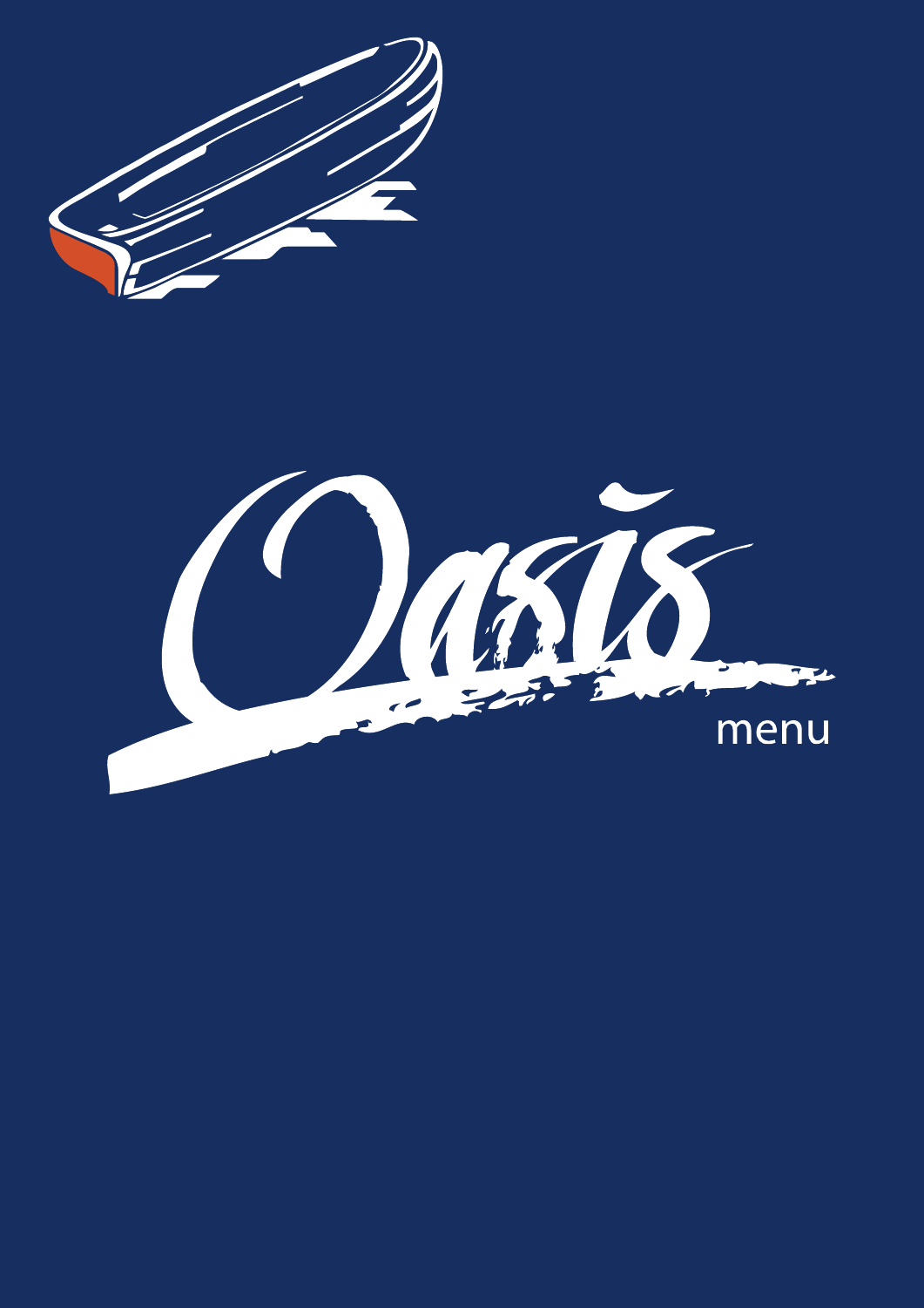# Oasis

menu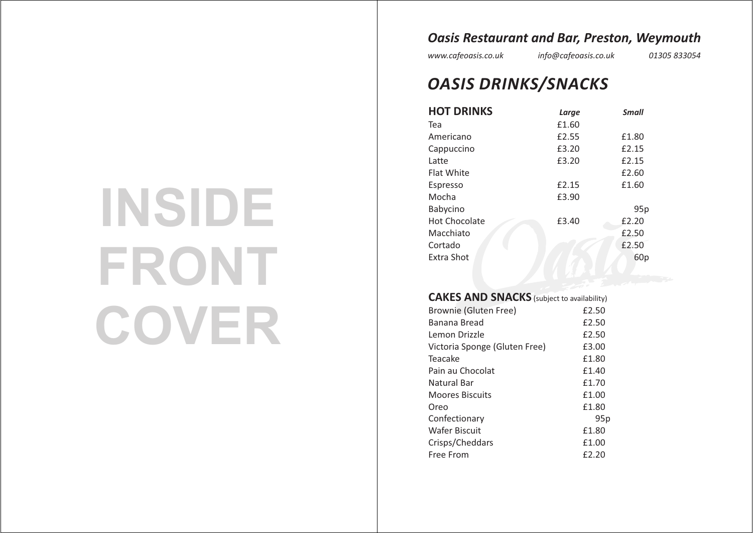INSIDE FRONT COVER

## *Oasis Restaurant and Bar, Preston, Weymouth*

*www.cafeoasis.co.uk* *info@cafeoasis.co.uk* *01305 833054*

# *OASIS DRINKS/SNACKS*

| **HOT DRINKS** | ***Large*** | ***Small*** |
|---|---|---|
| Tea | £1.60 | |
| Americano | £2.55 | £1.80 |
| Cappuccino | £3.20 | £2.15 |
| Latte | £3.20 | £2.15 |
| Flat White | | £2.60 |
| Espresso | £2.15 | £1.60 |
| Mocha | £3.90 | |
| Babycino | | 95p |
| Hot Chocolate | £3.40 | £2.20 |
| Macchiato | | £2.50 |
| Cortado | | £2.50 |
| Extra Shot | | 60p |

**CAKES AND SNACKS** (subject to availability)

| Item | Price |
|---|---|
| Brownie (Gluten Free) | £2.50 |
| Banana Bread | £2.50 |
| Lemon Drizzle | £2.50 |
| Victoria Sponge (Gluten Free) | £3.00 |
| Teacake | £1.80 |
| Pain au Chocolat | £1.40 |
| Natural Bar | £1.70 |
| Moores Biscuits | £1.00 |
| Oreo | £1.80 |
| Confectionary | 95p |
| Wafer Biscuit | £1.80 |
| Crisps/Cheddars | £1.00 |
| Free From | £2.20 |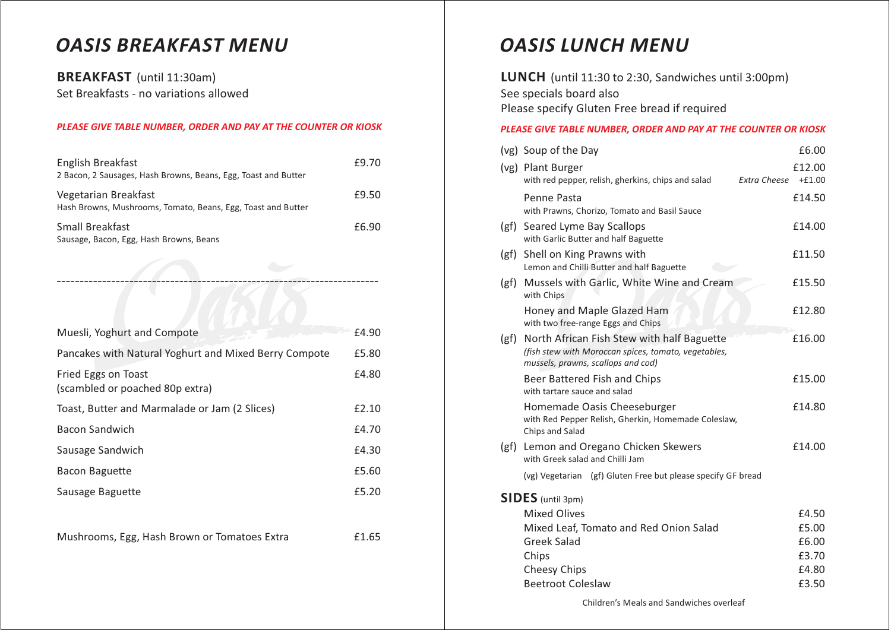# OASIS BREAKFAST MENU

**BREAKFAST** (until 11:30am)
Set Breakfasts - no variations allowed

***PLEASE GIVE TABLE NUMBER, ORDER AND PAY AT THE COUNTER OR KIOSK***

| Item | Price |
|---|---|
| English Breakfast<br>2 Bacon, 2 Sausages, Hash Browns, Beans, Egg, Toast and Butter | £9.70 |
| Vegetarian Breakfast<br>Hash Browns, Mushrooms, Tomato, Beans, Egg, Toast and Butter | £9.50 |
| Small Breakfast<br>Sausage, Bacon, Egg, Hash Browns, Beans | £6.90 |

---

| Item | Price |
|---|---|
| Muesli, Yoghurt and Compote | £4.90 |
| Pancakes with Natural Yoghurt and Mixed Berry Compote | £5.80 |
| Fried Eggs on Toast<br>(scambled or poached 80p extra) | £4.80 |
| Toast, Butter and Marmalade or Jam (2 Slices) | £2.10 |
| Bacon Sandwich | £4.70 |
| Sausage Sandwich | £4.30 |
| Bacon Baguette | £5.60 |
| Sausage Baguette | £5.20 |
| Mushrooms, Egg, Hash Brown or Tomatoes Extra | £1.65 |

# OASIS LUNCH MENU

**LUNCH** (until 11:30 to 2:30, Sandwiches until 3:00pm)
See specials board also
Please specify Gluten Free bread if required

***PLEASE GIVE TABLE NUMBER, ORDER AND PAY AT THE COUNTER OR KIOSK***

| | Item | Price |
|---|---|---|
| (vg) | Soup of the Day | £6.00 |
| (vg) | Plant Burger<br>with red pepper, relish, gherkins, chips and salad — *Extra Cheese* +£1.00 | £12.00 |
| | Penne Pasta<br>with Prawns, Chorizo, Tomato and Basil Sauce | £14.50 |
| (gf) | Seared Lyme Bay Scallops<br>with Garlic Butter and half Baguette | £14.00 |
| (gf) | Shell on King Prawns with<br>Lemon and Chilli Butter and half Baguette | £11.50 |
| (gf) | Mussels with Garlic, White Wine and Cream<br>with Chips | £15.50 |
| | Honey and Maple Glazed Ham<br>with two free-range Eggs and Chips | £12.80 |
| (gf) | North African Fish Stew with half Baguette<br>*(fish stew with Moroccan spices, tomato, vegetables, mussels, prawns, scallops and cod)* | £16.00 |
| | Beer Battered Fish and Chips<br>with tartare sauce and salad | £15.00 |
| | Homemade Oasis Cheeseburger<br>with Red Pepper Relish, Gherkin, Homemade Coleslaw, Chips and Salad | £14.80 |
| (gf) | Lemon and Oregano Chicken Skewers<br>with Greek salad and Chilli Jam | £14.00 |

(vg) Vegetarian (gf) Gluten Free but please specify GF bread

**SIDES** (until 3pm)

| Item | Price |
|---|---|
| Mixed Olives | £4.50 |
| Mixed Leaf, Tomato and Red Onion Salad | £5.00 |
| Greek Salad | £6.00 |
| Chips | £3.70 |
| Cheesy Chips | £4.80 |
| Beetroot Coleslaw | £3.50 |

Children's Meals and Sandwiches overleaf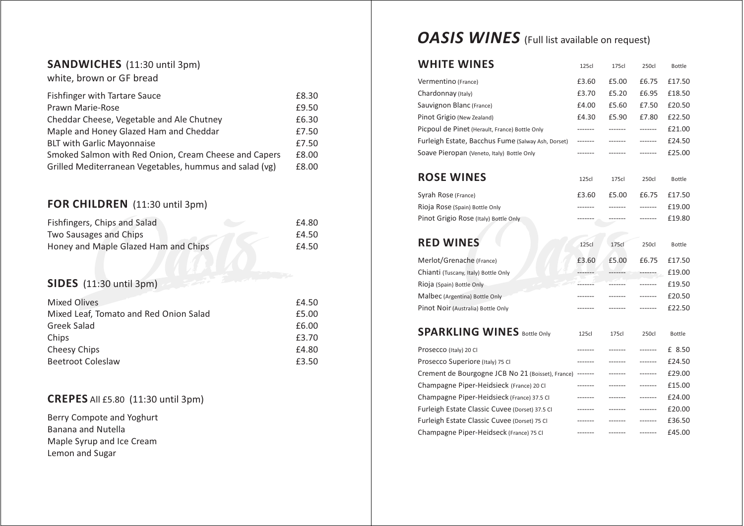## SANDWICHES (11:30 until 3pm)

white, brown or GF bread

| Item | Price |
|---|---|
| Fishfinger with Tartare Sauce | £8.30 |
| Prawn Marie-Rose | £9.50 |
| Cheddar Cheese, Vegetable and Ale Chutney | £6.30 |
| Maple and Honey Glazed Ham and Cheddar | £7.50 |
| BLT with Garlic Mayonnaise | £7.50 |
| Smoked Salmon with Red Onion, Cream Cheese and Capers | £8.00 |
| Grilled Mediterranean Vegetables, hummus and salad (vg) | £8.00 |

## FOR CHILDREN (11:30 until 3pm)

| Item | Price |
|---|---|
| Fishfingers, Chips and Salad | £4.80 |
| Two Sausages and Chips | £4.50 |
| Honey and Maple Glazed Ham and Chips | £4.50 |

## SIDES (11:30 until 3pm)

| Item | Price |
|---|---|
| Mixed Olives | £4.50 |
| Mixed Leaf, Tomato and Red Onion Salad | £5.00 |
| Greek Salad | £6.00 |
| Chips | £3.70 |
| Cheesy Chips | £4.80 |
| Beetroot Coleslaw | £3.50 |

## CREPES All £5.80 (11:30 until 3pm)

Berry Compote and Yoghurt
Banana and Nutella
Maple Syrup and Ice Cream
Lemon and Sugar

# *OASIS WINES* (Full list available on request)

## WHITE WINES

| | 125cl | 175cl | 250cl | Bottle |
|---|---|---|---|---|
| Vermentino (France) | £3.60 | £5.00 | £6.75 | £17.50 |
| Chardonnay (Italy) | £3.70 | £5.20 | £6.95 | £18.50 |
| Sauvignon Blanc (France) | £4.00 | £5.60 | £7.50 | £20.50 |
| Pinot Grigio (New Zealand) | £4.30 | £5.90 | £7.80 | £22.50 |
| Picpoul de Pinet (Herault, France) Bottle Only | ------- | ------- | ------- | £21.00 |
| Furleigh Estate, Bacchus Fume (Salway Ash, Dorset) | ------- | ------- | ------- | £24.50 |
| Soave Pieropan (Veneto, Italy) Bottle Only | ------- | ------- | ------- | £25.00 |

## ROSE WINES

| | 125cl | 175cl | 250cl | Bottle |
|---|---|---|---|---|
| Syrah Rose (France) | £3.60 | £5.00 | £6.75 | £17.50 |
| Rioja Rose (Spain) Bottle Only | ------- | ------- | ------- | £19.00 |
| Pinot Grigio Rose (Italy) Bottle Only | ------- | ------- | ------- | £19.80 |

## RED WINES

| | 125cl | 175cl | 250cl | Bottle |
|---|---|---|---|---|
| Merlot/Grenache (France) | £3.60 | £5.00 | £6.75 | £17.50 |
| Chianti (Tuscany, Italy) Bottle Only | ------- | ------- | ------- | £19.00 |
| Rioja (Spain) Bottle Only | ------- | ------- | ------- | £19.50 |
| Malbec (Argentina) Bottle Only | ------- | ------- | ------- | £20.50 |
| Pinot Noir (Australia) Bottle Only | ------- | ------- | ------- | £22.50 |

## SPARKLING WINES Bottle Only

| | 125cl | 175cl | 250cl | Bottle |
|---|---|---|---|---|
| Prosecco (Italy) 20 Cl | ------- | ------- | ------- | £ 8.50 |
| Prosecco Superiore (Italy) 75 Cl | ------- | ------- | ------- | £24.50 |
| Crement de Bourgogne JCB No 21 (Boisset), France) | ------- | ------- | ------- | £29.00 |
| Champagne Piper-Heidsieck (France) 20 Cl | ------- | ------- | ------- | £15.00 |
| Champagne Piper-Heidsieck (France) 37.5 Cl | ------- | ------- | ------- | £24.00 |
| Furleigh Estate Classic Cuvee (Dorset) 37.5 Cl | ------- | ------- | ------- | £20.00 |
| Furleigh Estate Classic Cuvee (Dorset) 75 Cl | ------- | ------- | ------- | £36.50 |
| Champagne Piper-Heidseck (France) 75 Cl | ------- | ------- | ------- | £45.00 |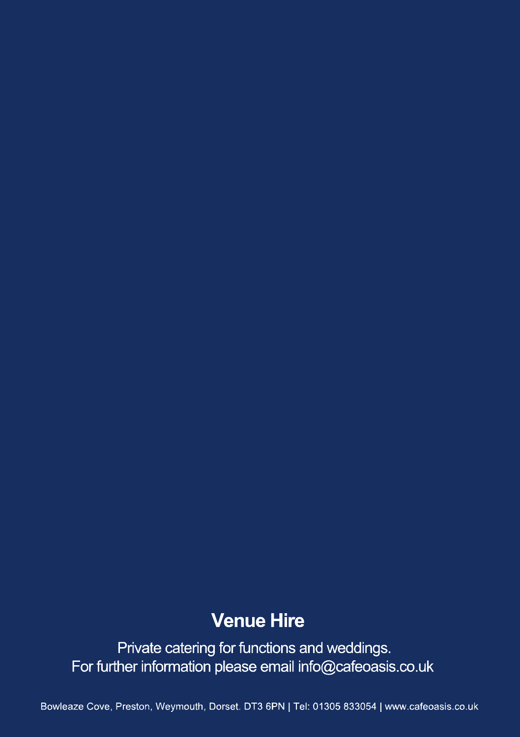## Venue Hire

Private catering for functions and weddings.
For further information please email info@cafeoasis.co.uk

Bowleaze Cove, Preston, Weymouth, Dorset. DT3 6PN | Tel: 01305 833054 | www.cafeoasis.co.uk